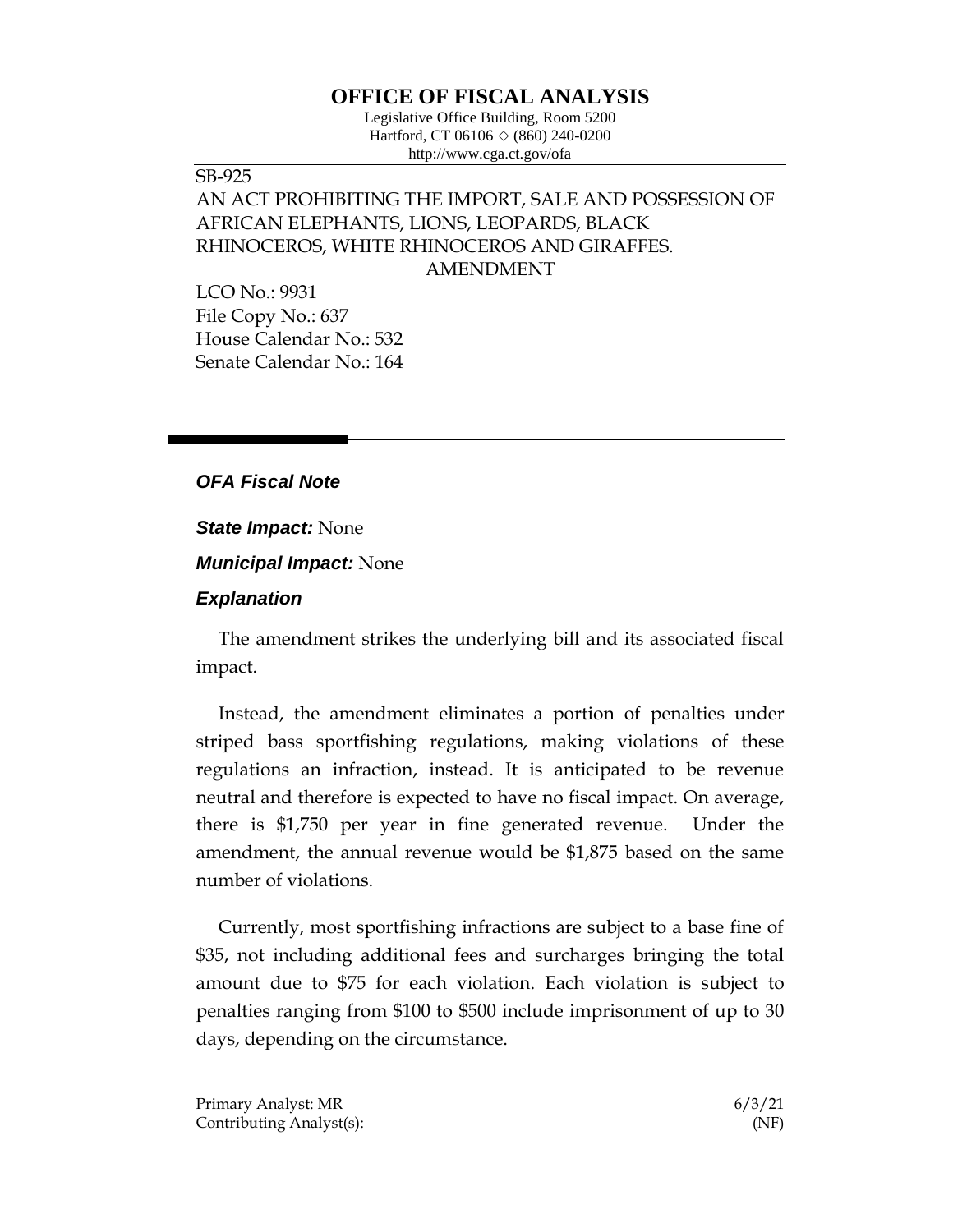# OFFICE OF FISCAL ANALYSIS

Legislative Office Building, Room 5200
Hartford, CT 06106 ◇ (860) 240-0200
http://www.cga.ct.gov/ofa

SB-925
AN ACT PROHIBITING THE IMPORT, SALE AND POSSESSION OF AFRICAN ELEPHANTS, LIONS, LEOPARDS, BLACK RHINOCEROS, WHITE RHINOCEROS AND GIRAFFES.
AMENDMENT

LCO No.: 9931
File Copy No.: 637
House Calendar No.: 532
Senate Calendar No.: 164

---

## *OFA Fiscal Note*

***State Impact:*** None

***Municipal Impact:*** None

### *Explanation*

The amendment strikes the underlying bill and its associated fiscal impact.

Instead, the amendment eliminates a portion of penalties under striped bass sportfishing regulations, making violations of these regulations an infraction, instead. It is anticipated to be revenue neutral and therefore is expected to have no fiscal impact. On average, there is $1,750 per year in fine generated revenue. Under the amendment, the annual revenue would be $1,875 based on the same number of violations.

Currently, most sportfishing infractions are subject to a base fine of $35, not including additional fees and surcharges bringing the total amount due to $75 for each violation. Each violation is subject to penalties ranging from $100 to $500 include imprisonment of up to 30 days, depending on the circumstance.

Primary Analyst: MR 6/3/21
Contributing Analyst(s): (NF)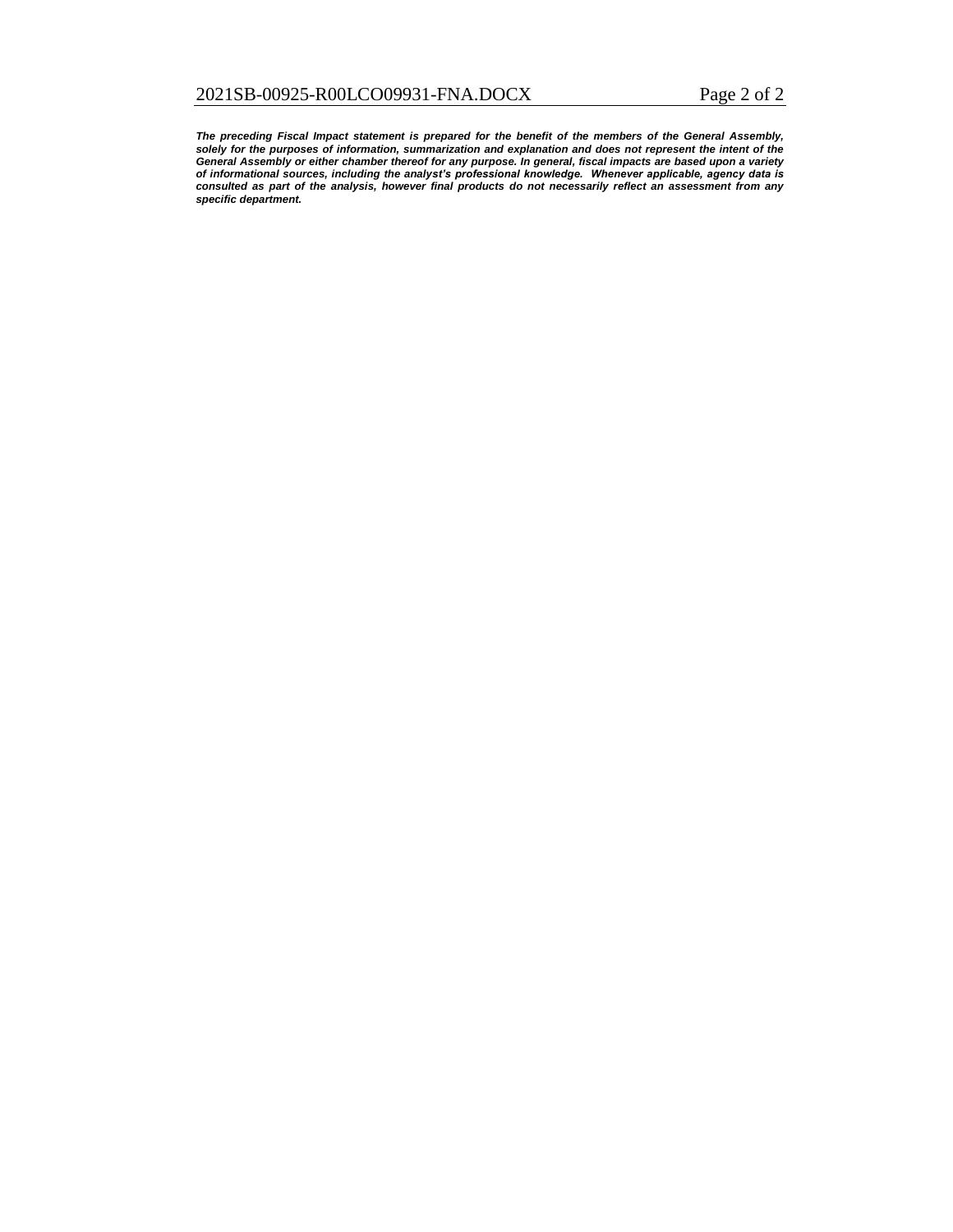***The preceding Fiscal Impact statement is prepared for the benefit of the members of the General Assembly, solely for the purposes of information, summarization and explanation and does not represent the intent of the General Assembly or either chamber thereof for any purpose. In general, fiscal impacts are based upon a variety of informational sources, including the analyst's professional knowledge. Whenever applicable, agency data is consulted as part of the analysis, however final products do not necessarily reflect an assessment from any specific department.***